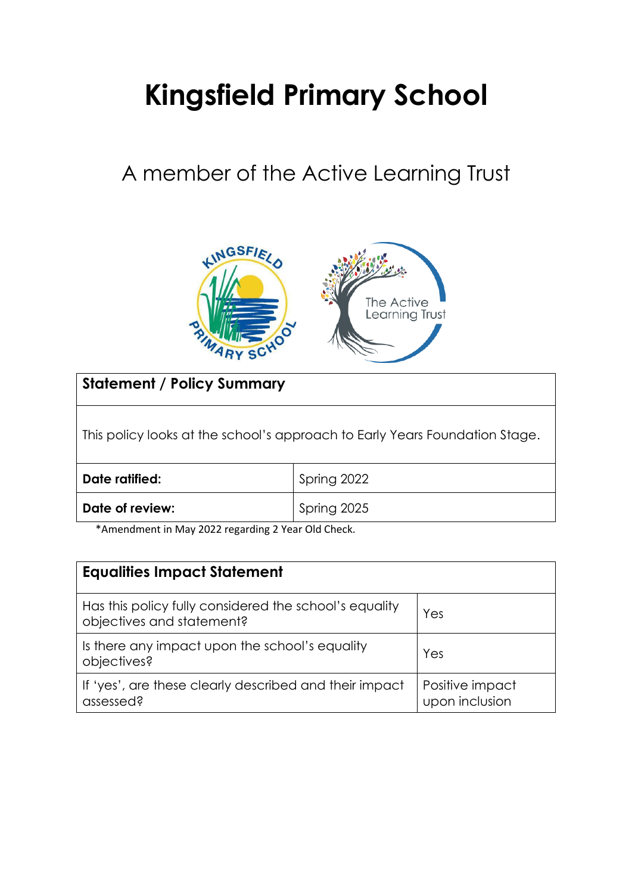# Kingsfield Primary School

## A member of the Active Learning Trust

| **Statement / Policy Summary** | |
|---|---|
| This policy looks at the school's approach to Early Years Foundation Stage. | |
| **Date ratified:** | Spring 2022 |
| **Date of review:** | Spring 2025 |

*Amendment in May 2022 regarding 2 Year Old Check.

| **Equalities Impact Statement** | |
|---|---|
| Has this policy fully considered the school's equality objectives and statement? | Yes |
| Is there any impact upon the school's equality objectives? | Yes |
| If 'yes', are these clearly described and their impact assessed? | Positive impact upon inclusion |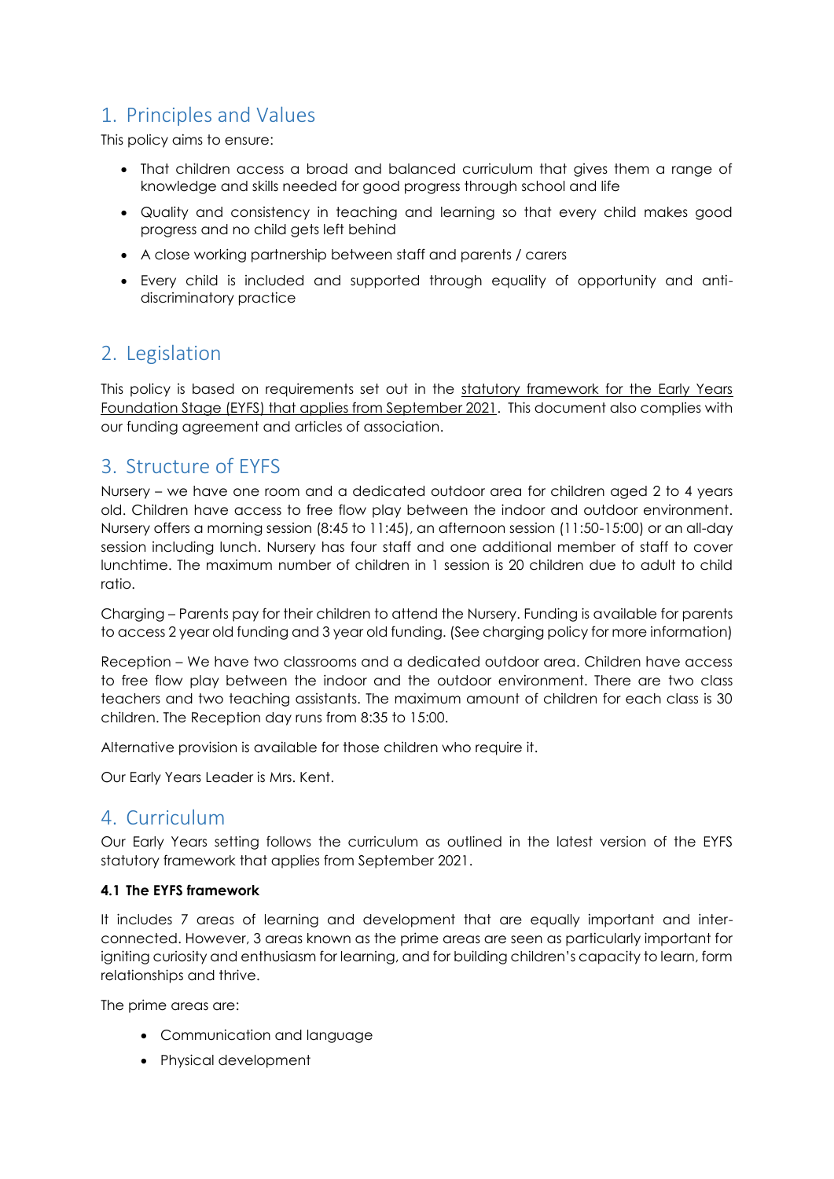## 1. Principles and Values

This policy aims to ensure:

- That children access a broad and balanced curriculum that gives them a range of knowledge and skills needed for good progress through school and life
- Quality and consistency in teaching and learning so that every child makes good progress and no child gets left behind
- A close working partnership between staff and parents / carers
- Every child is included and supported through equality of opportunity and anti-discriminatory practice

## 2. Legislation

This policy is based on requirements set out in the statutory framework for the Early Years Foundation Stage (EYFS) that applies from September 2021. This document also complies with our funding agreement and articles of association.

## 3. Structure of EYFS

Nursery – we have one room and a dedicated outdoor area for children aged 2 to 4 years old. Children have access to free flow play between the indoor and outdoor environment. Nursery offers a morning session (8:45 to 11:45), an afternoon session (11:50-15:00) or an all-day session including lunch. Nursery has four staff and one additional member of staff to cover lunchtime. The maximum number of children in 1 session is 20 children due to adult to child ratio.

Charging – Parents pay for their children to attend the Nursery. Funding is available for parents to access 2 year old funding and 3 year old funding. (See charging policy for more information)

Reception – We have two classrooms and a dedicated outdoor area. Children have access to free flow play between the indoor and the outdoor environment. There are two class teachers and two teaching assistants. The maximum amount of children for each class is 30 children. The Reception day runs from 8:35 to 15:00.

Alternative provision is available for those children who require it.

Our Early Years Leader is Mrs. Kent.

## 4. Curriculum

Our Early Years setting follows the curriculum as outlined in the latest version of the EYFS statutory framework that applies from September 2021.

### 4.1 The EYFS framework

It includes 7 areas of learning and development that are equally important and inter-connected. However, 3 areas known as the prime areas are seen as particularly important for igniting curiosity and enthusiasm for learning, and for building children's capacity to learn, form relationships and thrive.

The prime areas are:

- Communication and language
- Physical development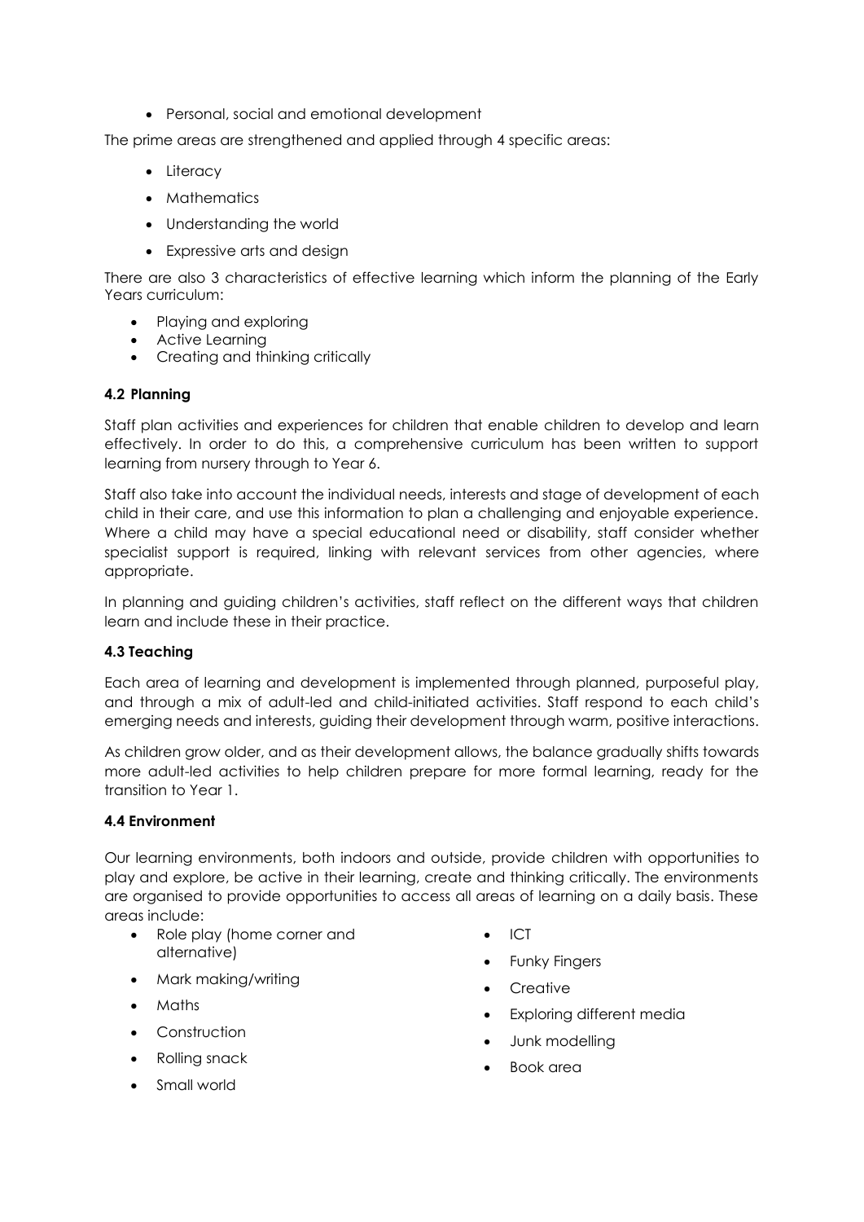- Personal, social and emotional development

The prime areas are strengthened and applied through 4 specific areas:

- Literacy
- Mathematics
- Understanding the world
- Expressive arts and design

There are also 3 characteristics of effective learning which inform the planning of the Early Years curriculum:

- Playing and exploring
- Active Learning
- Creating and thinking critically

**4.2 Planning**

Staff plan activities and experiences for children that enable children to develop and learn effectively. In order to do this, a comprehensive curriculum has been written to support learning from nursery through to Year 6.

Staff also take into account the individual needs, interests and stage of development of each child in their care, and use this information to plan a challenging and enjoyable experience. Where a child may have a special educational need or disability, staff consider whether specialist support is required, linking with relevant services from other agencies, where appropriate.

In planning and guiding children's activities, staff reflect on the different ways that children learn and include these in their practice.

**4.3 Teaching**

Each area of learning and development is implemented through planned, purposeful play, and through a mix of adult-led and child-initiated activities. Staff respond to each child's emerging needs and interests, guiding their development through warm, positive interactions.

As children grow older, and as their development allows, the balance gradually shifts towards more adult-led activities to help children prepare for more formal learning, ready for the transition to Year 1.

**4.4 Environment**

Our learning environments, both indoors and outside, provide children with opportunities to play and explore, be active in their learning, create and thinking critically. The environments are organised to provide opportunities to access all areas of learning on a daily basis. These areas include:

- Role play (home corner and alternative)
- Mark making/writing
- Maths
- Construction
- Rolling snack
- Small world
- ICT
- Funky Fingers
- Creative
- Exploring different media
- Junk modelling
- Book area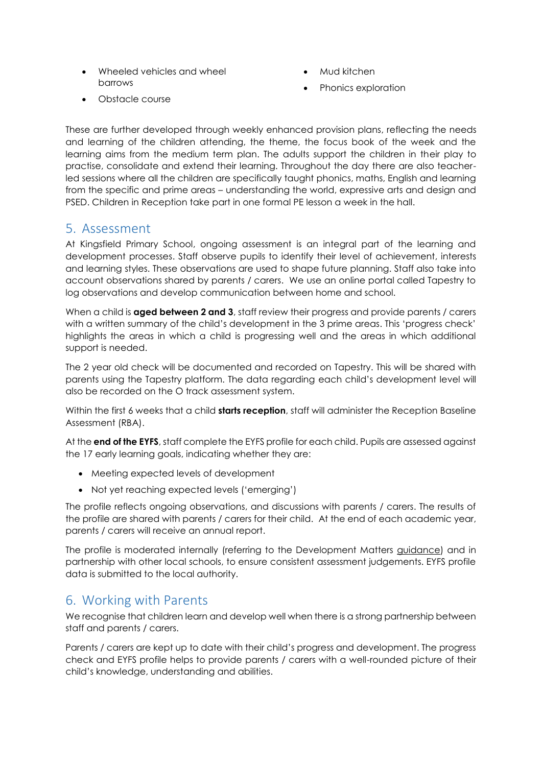- Wheeled vehicles and wheel barrows
- Obstacle course
- Mud kitchen
- Phonics exploration

These are further developed through weekly enhanced provision plans, reflecting the needs and learning of the children attending, the theme, the focus book of the week and the learning aims from the medium term plan. The adults support the children in their play to practise, consolidate and extend their learning. Throughout the day there are also teacher-led sessions where all the children are specifically taught phonics, maths, English and learning from the specific and prime areas – understanding the world, expressive arts and design and PSED. Children in Reception take part in one formal PE lesson a week in the hall.

## 5. Assessment

At Kingsfield Primary School, ongoing assessment is an integral part of the learning and development processes. Staff observe pupils to identify their level of achievement, interests and learning styles. These observations are used to shape future planning. Staff also take into account observations shared by parents / carers. We use an online portal called Tapestry to log observations and develop communication between home and school.

When a child is **aged between 2 and 3**, staff review their progress and provide parents / carers with a written summary of the child's development in the 3 prime areas. This 'progress check' highlights the areas in which a child is progressing well and the areas in which additional support is needed.

The 2 year old check will be documented and recorded on Tapestry. This will be shared with parents using the Tapestry platform. The data regarding each child's development level will also be recorded on the O track assessment system.

Within the first 6 weeks that a child **starts reception**, staff will administer the Reception Baseline Assessment (RBA).

At the **end of the EYFS**, staff complete the EYFS profile for each child. Pupils are assessed against the 17 early learning goals, indicating whether they are:

- Meeting expected levels of development
- Not yet reaching expected levels ('emerging')

The profile reflects ongoing observations, and discussions with parents / carers. The results of the profile are shared with parents / carers for their child. At the end of each academic year, parents / carers will receive an annual report.

The profile is moderated internally (referring to the Development Matters guidance) and in partnership with other local schools, to ensure consistent assessment judgements. EYFS profile data is submitted to the local authority.

## 6. Working with Parents

We recognise that children learn and develop well when there is a strong partnership between staff and parents / carers.

Parents / carers are kept up to date with their child's progress and development. The progress check and EYFS profile helps to provide parents / carers with a well-rounded picture of their child's knowledge, understanding and abilities.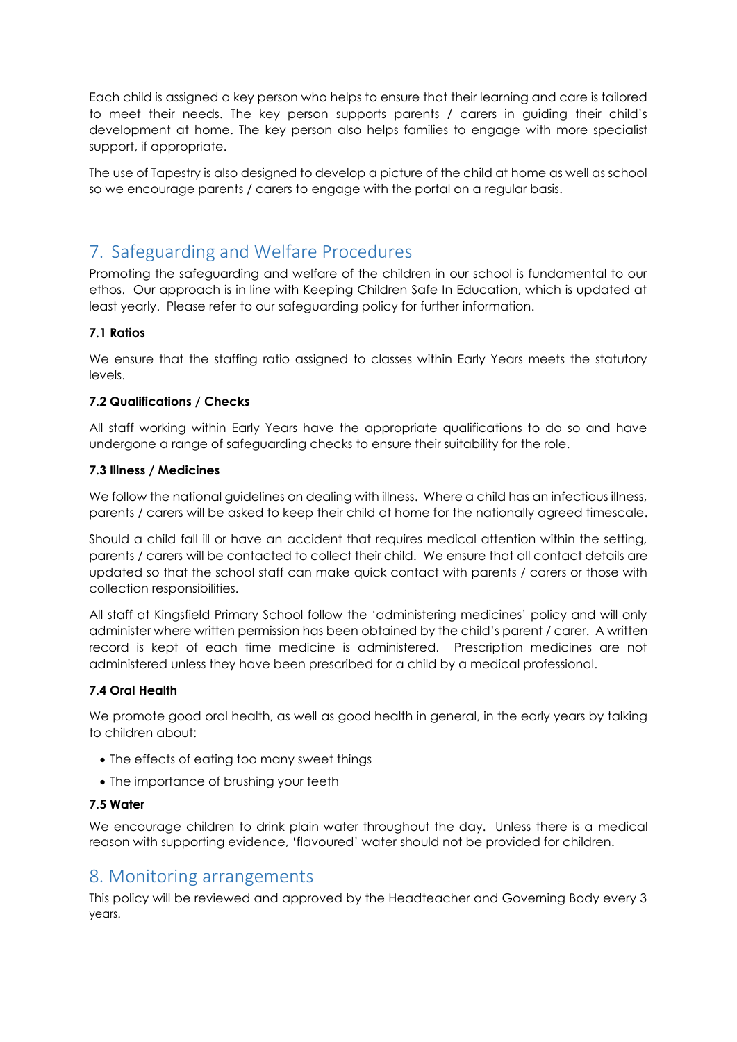Each child is assigned a key person who helps to ensure that their learning and care is tailored to meet their needs. The key person supports parents / carers in guiding their child's development at home. The key person also helps families to engage with more specialist support, if appropriate.

The use of Tapestry is also designed to develop a picture of the child at home as well as school so we encourage parents / carers to engage with the portal on a regular basis.

## 7. Safeguarding and Welfare Procedures

Promoting the safeguarding and welfare of the children in our school is fundamental to our ethos. Our approach is in line with Keeping Children Safe In Education, which is updated at least yearly. Please refer to our safeguarding policy for further information.

**7.1 Ratios**

We ensure that the staffing ratio assigned to classes within Early Years meets the statutory levels.

**7.2 Qualifications / Checks**

All staff working within Early Years have the appropriate qualifications to do so and have undergone a range of safeguarding checks to ensure their suitability for the role.

**7.3 Illness / Medicines**

We follow the national guidelines on dealing with illness. Where a child has an infectious illness, parents / carers will be asked to keep their child at home for the nationally agreed timescale.

Should a child fall ill or have an accident that requires medical attention within the setting, parents / carers will be contacted to collect their child. We ensure that all contact details are updated so that the school staff can make quick contact with parents / carers or those with collection responsibilities.

All staff at Kingsfield Primary School follow the 'administering medicines' policy and will only administer where written permission has been obtained by the child's parent / carer. A written record is kept of each time medicine is administered. Prescription medicines are not administered unless they have been prescribed for a child by a medical professional.

**7.4 Oral Health**

We promote good oral health, as well as good health in general, in the early years by talking to children about:

- The effects of eating too many sweet things
- The importance of brushing your teeth

**7.5 Water**

We encourage children to drink plain water throughout the day. Unless there is a medical reason with supporting evidence, 'flavoured' water should not be provided for children.

## 8. Monitoring arrangements

This policy will be reviewed and approved by the Headteacher and Governing Body every 3 years.